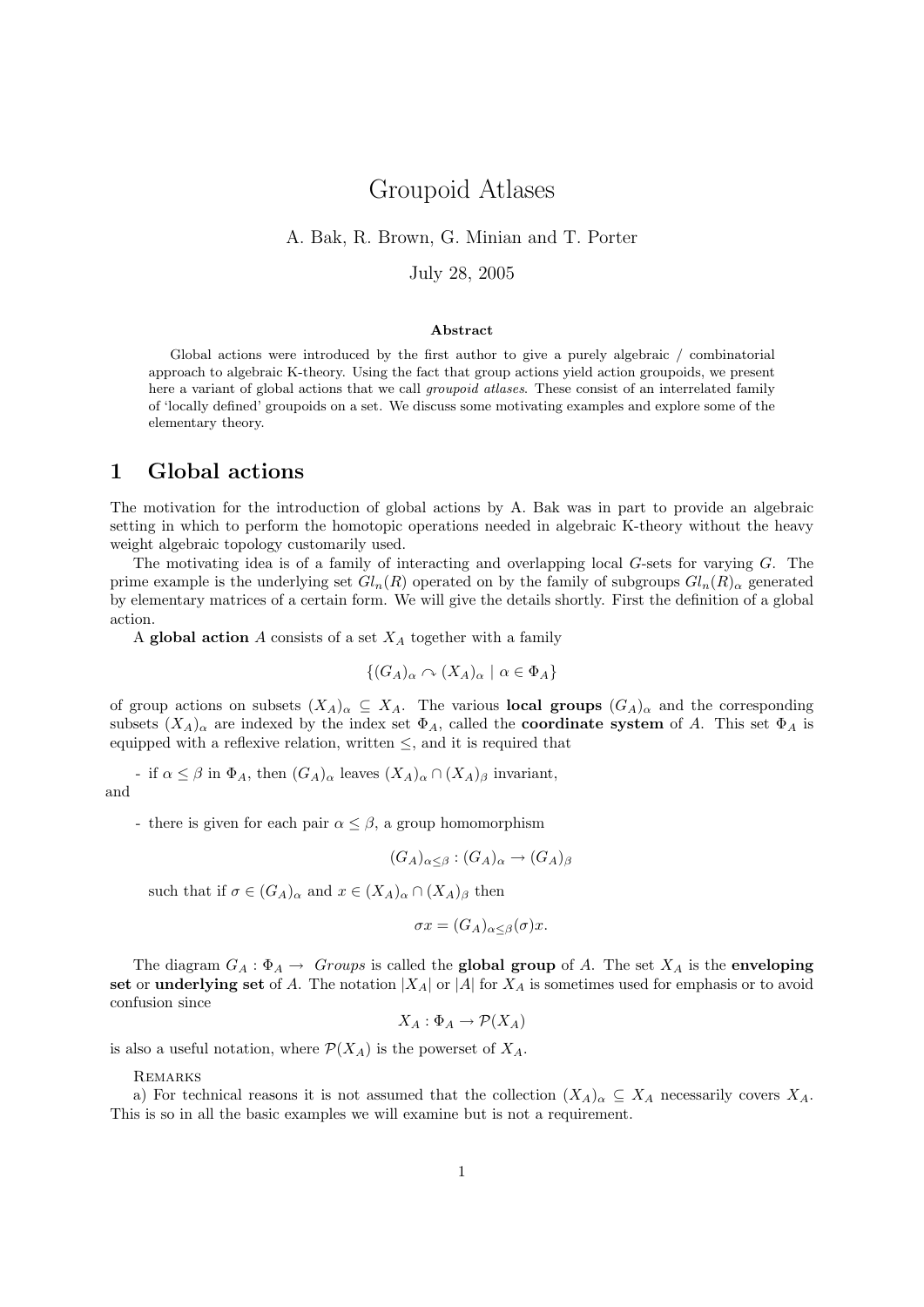# Groupoid Atlases

A. Bak, R. Brown, G. Minian and T. Porter

July 28, 2005

**Abstract**

Global actions were introduced by the first author to give a purely algebraic / combinatorial approach to algebraic K-theory. Using the fact that group actions yield action groupoids, we present here a variant of global actions that we call *groupoid atlases*. These consist of an interrelated family of 'locally defined' groupoids on a set. We discuss some motivating examples and explore some of the elementary theory.

## 1 Global actions

The motivation for the introduction of global actions by A. Bak was in part to provide an algebraic setting in which to perform the homotopic operations needed in algebraic K-theory without the heavy weight algebraic topology customarily used.

The motivating idea is of a family of interacting and overlapping local $G$-sets for varying $G$. The prime example is the underlying set $Gl_n(R)$ operated on by the family of subgroups $Gl_n(R)_\alpha$ generated by elementary matrices of a certain form. We will give the details shortly. First the definition of a global action.

A **global action** $A$ consists of a set $X_A$ together with a family

$$\{(G_A)_\alpha \curvearrowright (X_A)_\alpha \mid \alpha \in \Phi_A\}$$

of group actions on subsets $(X_A)_\alpha \subseteq X_A$. The various **local groups** $(G_A)_\alpha$ and the corresponding subsets $(X_A)_\alpha$ are indexed by the index set $\Phi_A$, called the **coordinate system** of $A$. This set $\Phi_A$ is equipped with a reflexive relation, written $\leq$, and it is required that

- if $\alpha \leq \beta$ in $\Phi_A$, then $(G_A)_\alpha$ leaves $(X_A)_\alpha \cap (X_A)_\beta$ invariant,

and

- there is given for each pair $\alpha \leq \beta$, a group homomorphism

  $$(G_A)_{\alpha \leq \beta} : (G_A)_\alpha \to (G_A)_\beta$$

  such that if $\sigma \in (G_A)_\alpha$ and $x \in (X_A)_\alpha \cap (X_A)_\beta$ then

  $$\sigma x = (G_A)_{\alpha \leq \beta}(\sigma)x.$$

The diagram $G_A : \Phi_A \to$ *Groups* is called the **global group** of $A$. The set $X_A$ is the **enveloping set** or **underlying set** of $A$. The notation $|X_A|$ or $|A|$ for $X_A$ is sometimes used for emphasis or to avoid confusion since

$$X_A : \Phi_A \to \mathcal{P}(X_A)$$

is also a useful notation, where $\mathcal{P}(X_A)$ is the powerset of $X_A$.

Remarks

a) For technical reasons it is not assumed that the collection $(X_A)_\alpha \subseteq X_A$ necessarily covers $X_A$. This is so in all the basic examples we will examine but is not a requirement.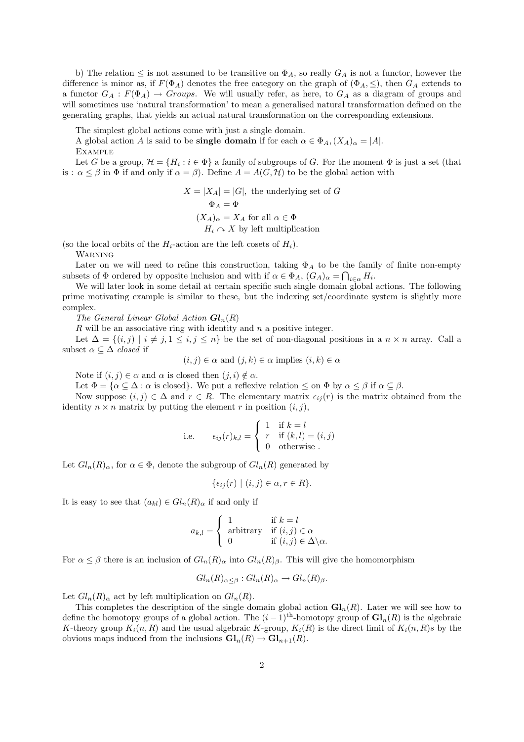b) The relation $\leq$ is not assumed to be transitive on $\Phi_A$, so really $G_A$ is not a functor, however the difference is minor as, if $F(\Phi_A)$ denotes the free category on the graph of $(\Phi_A, \leq)$, then $G_A$ extends to a functor $G_A : F(\Phi_A) \to Groups$. We will usually refer, as here, to $G_A$ as a diagram of groups and will sometimes use 'natural transformation' to mean a generalised natural transformation defined on the generating graphs, that yields an actual natural transformation on the corresponding extensions.

The simplest global actions come with just a single domain.

A global action $A$ is said to be **single domain** if for each $\alpha \in \Phi_A, (X_A)_\alpha = |A|$.

EXAMPLE

Let $G$ be a group, $\mathcal{H} = \{H_i : i \in \Phi\}$ a family of subgroups of $G$. For the moment $\Phi$ is just a set (that is : $\alpha \leq \beta$ in $\Phi$ if and only if $\alpha = \beta$). Define $A = A(G, \mathcal{H})$ to be the global action with

$$\begin{aligned} X = |X_A| &= |G|, \text{ the underlying set of } G \\ \Phi_A &= \Phi \\ (X_A)_\alpha &= X_A \text{ for all } \alpha \in \Phi \\ H_i &\curvearrowright X \text{ by left multiplication} \end{aligned}$$

(so the local orbits of the $H_i$-action are the left cosets of $H_i$).

WARNING

Later on we will need to refine this construction, taking $\Phi_A$ to be the family of finite non-empty subsets of $\Phi$ ordered by opposite inclusion and with if $\alpha \in \Phi_A$, $(G_A)_\alpha = \bigcap_{i \in \alpha} H_i$.

We will later look in some detail at certain specific such single domain global actions. The following prime motivating example is similar to these, but the indexing set/coordinate system is slightly more complex.

*The General Linear Global Action* $\boldsymbol{Gl}_n(R)$

$R$ will be an associative ring with identity and $n$ a positive integer.

Let $\Delta = \{(i,j) \mid i \neq j, 1 \leq i, j \leq n\}$ be the set of non-diagonal positions in a $n \times n$ array. Call a subset $\alpha \subseteq \Delta$ *closed* if

$$(i,j) \in \alpha \text{ and } (j,k) \in \alpha \text{ implies } (i,k) \in \alpha$$

Note if $(i,j) \in \alpha$ and $\alpha$ is closed then $(j,i) \notin \alpha$.

Let $\Phi = \{\alpha \subseteq \Delta : \alpha \text{ is closed}\}$. We put a reflexive relation $\leq$ on $\Phi$ by $\alpha \leq \beta$ if $\alpha \subseteq \beta$.

Now suppose $(i,j) \in \Delta$ and $r \in R$. The elementary matrix $\epsilon_{ij}(r)$ is the matrix obtained from the identity $n \times n$ matrix by putting the element $r$ in position $(i,j)$,

$$\text{i.e.} \qquad \epsilon_{ij}(r)_{k,l} = \begin{cases} 1 & \text{if } k = l \\ r & \text{if } (k,l) = (i,j) \\ 0 & \text{otherwise .} \end{cases}$$

Let $Gl_n(R)_\alpha$, for $\alpha \in \Phi$, denote the subgroup of $Gl_n(R)$ generated by

$$\{\epsilon_{ij}(r) \mid (i,j) \in \alpha, r \in R\}.$$

It is easy to see that $(a_{kl}) \in Gl_n(R)_\alpha$ if and only if

$$a_{k,l} = \begin{cases} 1 & \text{if } k = l \\ \text{arbitrary} & \text{if } (i,j) \in \alpha \\ 0 & \text{if } (i,j) \in \Delta \backslash \alpha. \end{cases}$$

For $\alpha \leq \beta$ there is an inclusion of $Gl_n(R)_\alpha$ into $Gl_n(R)_\beta$. This will give the homomorphism

$$Gl_n(R)_{\alpha \leq \beta} : Gl_n(R)_\alpha \to Gl_n(R)_\beta.$$

Let $Gl_n(R)_\alpha$ act by left multiplication on $Gl_n(R)$.

This completes the description of the single domain global action $\mathbf{Gl}_n(R)$. Later we will see how to define the homotopy groups of a global action. The $(i-1)^{\text{th}}$-homotopy group of $\mathbf{Gl}_n(R)$ is the algebraic $K$-theory group $K_i(n, R)$ and the usual algebraic $K$-group, $K_i(R)$ is the direct limit of $K_i(n, R)s$ by the obvious maps induced from the inclusions $\mathbf{Gl}_n(R) \to \mathbf{Gl}_{n+1}(R)$.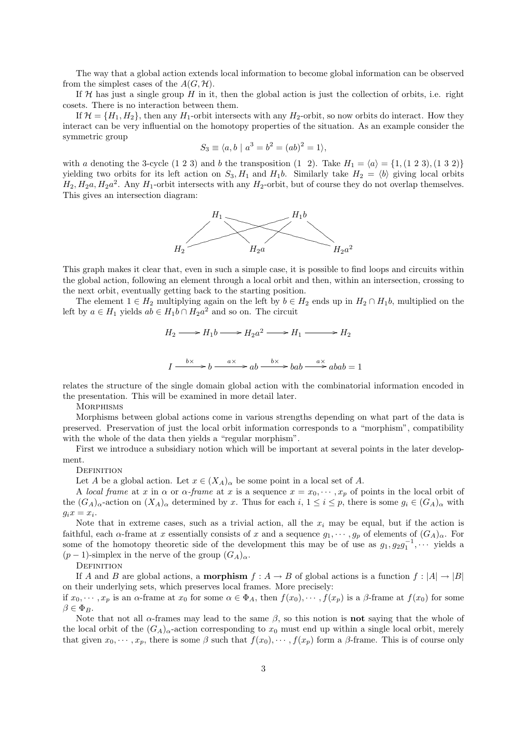The way that a global action extends local information to become global information can be observed from the simplest cases of the $A(G, \mathcal{H})$.

If $\mathcal{H}$ has just a single group $H$ in it, then the global action is just the collection of orbits, i.e. right cosets. There is no interaction between them.

If $\mathcal{H} = \{H_1, H_2\}$, then any $H_1$-orbit intersects with any $H_2$-orbit, so now orbits do interact. How they interact can be very influential on the homotopy properties of the situation. As an example consider the symmetric group

$$S_3 \equiv \langle a, b \mid a^3 = b^2 = (ab)^2 = 1 \rangle,$$

with $a$ denoting the 3-cycle $(1\ 2\ 3)$ and $b$ the transposition $(1\ \ 2)$. Take $H_1 = \langle a \rangle = \{1, (1\ 2\ 3), (1\ 3\ 2)\}$ yielding two orbits for its left action on $S_3$, $H_1$ and $H_1 b$. Similarly take $H_2 = \langle b \rangle$ giving local orbits $H_2, H_2 a, H_2 a^2$. Any $H_1$-orbit intersects with any $H_2$-orbit, but of course they do not overlap themselves. This gives an intersection diagram:

$H_1$ $H_1b$

$H_2$ $H_2a$ $H_2a^2$

This graph makes it clear that, even in such a simple case, it is possible to find loops and circuits within the global action, following an element through a local orbit and then, within an intersection, crossing to the next orbit, eventually getting back to the starting position.

The element $1 \in H_2$ multiplying again on the left by $b \in H_2$ ends up in $H_2 \cap H_1 b$, multiplied on the left by $a \in H_1$ yields $ab \in H_1 b \cap H_2 a^2$ and so on. The circuit

$$H_2 \longrightarrow H_1 b \longrightarrow H_2 a^2 \longrightarrow H_1 \longrightarrow H_2$$

$$I \xrightarrow{b\times} b \xrightarrow{a\times} ab \xrightarrow{b\times} bab \xrightarrow{a\times} abab = 1$$

relates the structure of the single domain global action with the combinatorial information encoded in the presentation. This will be examined in more detail later.

Morphisms

Morphisms between global actions come in various strengths depending on what part of the data is preserved. Preservation of just the local orbit information corresponds to a "morphism", compatibility with the whole of the data then yields a "regular morphism".

First we introduce a subsidiary notion which will be important at several points in the later development.

Definition

Let $A$ be a global action. Let $x \in (X_A)_\alpha$ be some point in a local set of $A$.

A *local frame* at $x$ in $\alpha$ or $\alpha$*-frame* at $x$ is a sequence $x = x_0, \cdots, x_p$ of points in the local orbit of the $(G_A)_\alpha$-action on $(X_A)_\alpha$ determined by $x$. Thus for each $i$, $1 \leq i \leq p$, there is some $g_i \in (G_A)_\alpha$ with $g_i x = x_i$.

Note that in extreme cases, such as a trivial action, all the $x_i$ may be equal, but if the action is faithful, each $\alpha$-frame at $x$ essentially consists of $x$ and a sequence $g_1, \cdots, g_p$ of elements of $(G_A)_\alpha$. For some of the homotopy theoretic side of the development this may be of use as $g_1, g_2 g_1^{-1}, \cdots$ yields a $(p-1)$-simplex in the nerve of the group $(G_A)_\alpha$.

Definition

If $A$ and $B$ are global actions, a **morphism** $f : A \to B$ of global actions is a function $f : |A| \to |B|$ on their underlying sets, which preserves local frames. More precisely:
if $x_0, \cdots, x_p$ is an $\alpha$-frame at $x_0$ for some $\alpha \in \Phi_A$, then $f(x_0), \cdots, f(x_p)$ is a $\beta$-frame at $f(x_0)$ for some $\beta \in \Phi_B$.

Note that not all $\alpha$-frames may lead to the same $\beta$, so this notion is **not** saying that the whole of the local orbit of the $(G_A)_\alpha$-action corresponding to $x_0$ must end up within a single local orbit, merely that given $x_0, \cdots, x_p$, there is some $\beta$ such that $f(x_0), \cdots, f(x_p)$ form a $\beta$-frame. This is of course only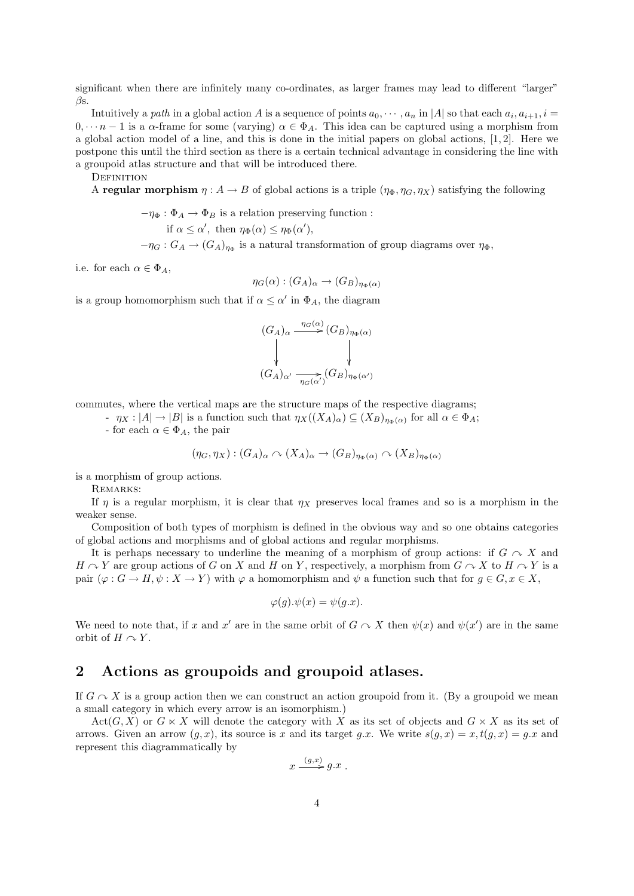significant when there are infinitely many co-ordinates, as larger frames may lead to different "larger" $\beta$s.

Intuitively a *path* in a global action $A$ is a sequence of points $a_0, \cdots, a_n$ in $|A|$ so that each $a_i, a_{i+1}, i = 0, \cdots n-1$ is a $\alpha$-frame for some (varying) $\alpha \in \Phi_A$. This idea can be captured using a morphism from a global action model of a line, and this is done in the initial papers on global actions, [1, 2]. Here we postpone this until the third section as there is a certain technical advantage in considering the line with a groupoid atlas structure and that will be introduced there.

DEFINITION

A **regular morphism** $\eta : A \to B$ of global actions is a triple $(\eta_\Phi, \eta_G, \eta_X)$ satisfying the following

$-\eta_\Phi : \Phi_A \to \Phi_B$ is a relation preserving function :

if $\alpha \leq \alpha'$, then $\eta_\Phi(\alpha) \leq \eta_\Phi(\alpha')$,

$-\eta_G : G_A \to (G_A)_{\eta_\Phi}$ is a natural transformation of group diagrams over $\eta_\Phi$,

i.e. for each $\alpha \in \Phi_A$,

$$\eta_G(\alpha) : (G_A)_\alpha \to (G_B)_{\eta_\Phi(\alpha)}$$

is a group homomorphism such that if $\alpha \leq \alpha'$ in $\Phi_A$, the diagram

$$\begin{array}{ccc}
(G_A)_\alpha & \xrightarrow{\eta_G(\alpha)} & (G_B)_{\eta_\Phi(\alpha)} \\
\downarrow & & \downarrow \\
(G_A)_{\alpha'} & \xrightarrow[\eta_G(\alpha')]{} & (G_B)_{\eta_\Phi(\alpha')}
\end{array}$$

commutes, where the vertical maps are the structure maps of the respective diagrams;

- $\eta_X : |A| \to |B|$ is a function such that $\eta_X((X_A)_\alpha) \subseteq (X_B)_{\eta_\Phi(\alpha)}$ for all $\alpha \in \Phi_A$;
- for each $\alpha \in \Phi_A$, the pair

$$(\eta_G, \eta_X) : (G_A)_\alpha \curvearrowright (X_A)_\alpha \to (G_B)_{\eta_\Phi(\alpha)} \curvearrowright (X_B)_{\eta_\Phi(\alpha)}$$

is a morphism of group actions.

REMARKS:

If $\eta$ is a regular morphism, it is clear that $\eta_X$ preserves local frames and so is a morphism in the weaker sense.

Composition of both types of morphism is defined in the obvious way and so one obtains categories of global actions and morphisms and of global actions and regular morphisms.

It is perhaps necessary to underline the meaning of a morphism of group actions: if $G \curvearrowright X$ and $H \curvearrowright Y$ are group actions of $G$ on $X$ and $H$ on $Y$, respectively, a morphism from $G \curvearrowright X$ to $H \curvearrowright Y$ is a pair $(\varphi : G \to H, \psi : X \to Y)$ with $\varphi$ a homomorphism and $\psi$ a function such that for $g \in G, x \in X$,

$$\varphi(g).\psi(x) = \psi(g.x).$$

We need to note that, if $x$ and $x'$ are in the same orbit of $G \curvearrowright X$ then $\psi(x)$ and $\psi(x')$ are in the same orbit of $H \curvearrowright Y$.

## 2 Actions as groupoids and groupoid atlases.

If $G \curvearrowright X$ is a group action then we can construct an action groupoid from it. (By a groupoid we mean a small category in which every arrow is an isomorphism.)

$\mathrm{Act}(G, X)$ or $G \ltimes X$ will denote the category with $X$ as its set of objects and $G \times X$ as its set of arrows. Given an arrow $(g, x)$, its source is $x$ and its target $g.x$. We write $s(g, x) = x, t(g, x) = g.x$ and represent this diagrammatically by

$$x \xrightarrow{(g,x)} g.x\ .$$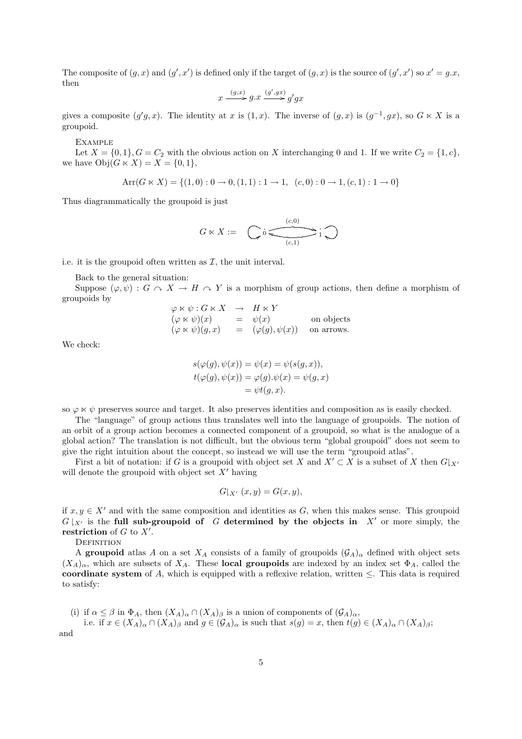The composite of $(g, x)$ and $(g', x')$ is defined only if the target of $(g, x)$ is the source of $(g', x')$ so $x' = g.x$, then

$$x \xrightarrow{(g,x)} g.x \xrightarrow{(g',gx)} g'gx$$

gives a composite $(g'g, x)$. The identity at $x$ is $(1, x)$. The inverse of $(g, x)$ is $(g^{-1}, gx)$, so $G \ltimes X$ is a groupoid.

EXAMPLE

Let $X = \{0, 1\}, G = C_2$ with the obvious action on $X$ interchanging 0 and 1. If we write $C_2 = \{1, c\}$, we have $\mathrm{Obj}(G \ltimes X) = X = \{0, 1\}$,

$$\mathrm{Arr}(G \ltimes X) = \{(1, 0) : 0 \to 0, (1, 1) : 1 \to 1, \;\; (c, 0) : 0 \to 1, (c, 1) : 1 \to 0\}$$

Thus diagrammatically the groupoid is just

$$G \ltimes X := \quad \circlearrowleft \dot{0} \underset{(c,1)}{\overset{(c,0)}{\rightleftarrows}} \dot{1} \circlearrowright$$

i.e. it is the groupoid often written as $\mathcal{I}$, the unit interval.

Back to the general situation:

Suppose $(\varphi, \psi) : G \curvearrowright X \to H \curvearrowright Y$ is a morphism of group actions, then define a morphism of groupoids by

$$\begin{array}{rcll} \varphi \ltimes \psi : G \ltimes X & \to & H \ltimes Y & \\ (\varphi \ltimes \psi)(x) & = & \psi(x) & \text{on objects} \\ (\varphi \ltimes \psi)(g, x) & = & (\varphi(g), \psi(x)) & \text{on arrows.} \end{array}$$

We check:

$$\begin{aligned} s(\varphi(g), \psi(x)) &= \psi(x) = \psi(s(g, x)), \\ t(\varphi(g), \psi(x)) &= \varphi(g).\psi(x) = \psi(g, x) \\ &= \psi t(g, x). \end{aligned}$$

so $\varphi \ltimes \psi$ preserves source and target. It also preserves identities and composition as is easily checked.

The "language" of group actions thus translates well into the language of groupoids. The notion of an orbit of a group action becomes a connected component of a groupoid, so what is the analogue of a global action? The translation is not difficult, but the obvious term "global groupoid" does not seem to give the right intuition about the concept, so instead we will use the term "groupoid atlas".

First a bit of notation: if $G$ is a groupoid with object set $X$ and $X' \subset X$ is a subset of $X$ then $G\lfloor_{X'}$ will denote the groupoid with object set $X'$ having

$$G\lfloor_{X'} (x, y) = G(x, y),$$

if $x, y \in X'$ and with the same composition and identities as $G$, when this makes sense. This groupoid $G\lfloor_{X'}$ is the **full sub-groupoid of $G$ determined by the objects in $X'$** or more simply, the **restriction** of $G$ to $X'$.

DEFINITION

A **groupoid** atlas $A$ on a set $X_A$ consists of a family of groupoids $(\mathcal{G}_A)_\alpha$ defined with object sets $(X_A)_\alpha$, which are subsets of $X_A$. These **local groupoids** are indexed by an index set $\Phi_A$, called the **coordinate system** of $A$, which is equipped with a reflexive relation, written $\leq$. This data is required to satisfy:

(i) if $\alpha \leq \beta$ in $\Phi_A$, then $(X_A)_\alpha \cap (X_A)_\beta$ is a union of components of $(\mathcal{G}_A)_\alpha$,
i.e. if $x \in (X_A)_\alpha \cap (X_A)_\beta$ and $g \in (\mathcal{G}_A)_\alpha$ is such that $s(g) = x$, then $t(g) \in (X_A)_\alpha \cap (X_A)_\beta$;

and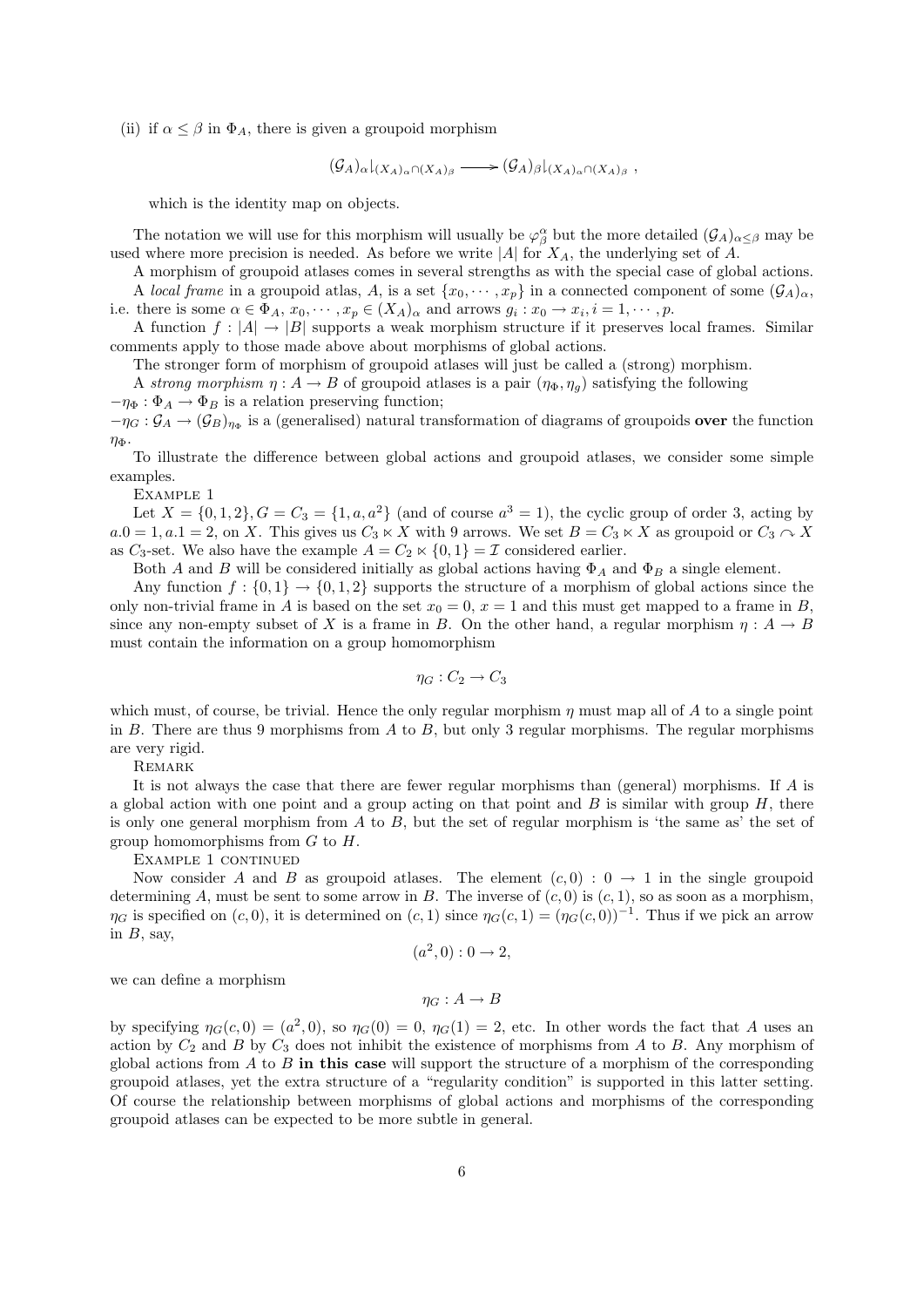(ii) if $\alpha \leq \beta$ in $\Phi_A$, there is given a groupoid morphism

$$(\mathcal{G}_A)_\alpha|_{(X_A)_\alpha \cap (X_A)_\beta} \longrightarrow (\mathcal{G}_A)_\beta|_{(X_A)_\alpha \cap (X_A)_\beta} ,$$

which is the identity map on objects.

The notation we will use for this morphism will usually be $\varphi^\alpha_\beta$ but the more detailed $(\mathcal{G}_A)_{\alpha \leq \beta}$ may be used where more precision is needed. As before we write $|A|$ for $X_A$, the underlying set of $A$.

A morphism of groupoid atlases comes in several strengths as with the special case of global actions.

A *local frame* in a groupoid atlas, $A$, is a set $\{x_0, \cdots, x_p\}$ in a connected component of some $(\mathcal{G}_A)_\alpha$, i.e. there is some $\alpha \in \Phi_A$, $x_0, \cdots, x_p \in (X_A)_\alpha$ and arrows $g_i : x_0 \to x_i, i = 1, \cdots, p$.

A function $f : |A| \to |B|$ supports a weak morphism structure if it preserves local frames. Similar comments apply to those made above about morphisms of global actions.

The stronger form of morphism of groupoid atlases will just be called a (strong) morphism.

A *strong morphism* $\eta : A \to B$ of groupoid atlases is a pair $(\eta_\Phi, \eta_g)$ satisfying the following

$-\eta_\Phi : \Phi_A \to \Phi_B$ is a relation preserving function;

$-\eta_G : \mathcal{G}_A \to (\mathcal{G}_B)_{\eta_\Phi}$ is a (generalised) natural transformation of diagrams of groupoids **over** the function $\eta_\Phi$.

To illustrate the difference between global actions and groupoid atlases, we consider some simple examples.

Example 1

Let $X = \{0, 1, 2\}, G = C_3 = \{1, a, a^2\}$ (and of course $a^3 = 1$), the cyclic group of order 3, acting by $a.0 = 1, a.1 = 2$, on $X$. This gives us $C_3 \ltimes X$ with 9 arrows. We set $B = C_3 \ltimes X$ as groupoid or $C_3 \curvearrowright X$ as $C_3$-set. We also have the example $A = C_2 \ltimes \{0, 1\} = \mathcal{I}$ considered earlier.

Both $A$ and $B$ will be considered initially as global actions having $\Phi_A$ and $\Phi_B$ a single element.

Any function $f : \{0, 1\} \to \{0, 1, 2\}$ supports the structure of a morphism of global actions since the only non-trivial frame in $A$ is based on the set $x_0 = 0$, $x = 1$ and this must get mapped to a frame in $B$, since any non-empty subset of $X$ is a frame in $B$. On the other hand, a regular morphism $\eta : A \to B$ must contain the information on a group homomorphism

$$\eta_G : C_2 \to C_3$$

which must, of course, be trivial. Hence the only regular morphism $\eta$ must map all of $A$ to a single point in $B$. There are thus 9 morphisms from $A$ to $B$, but only 3 regular morphisms. The regular morphisms are very rigid.

Remark

It is not always the case that there are fewer regular morphisms than (general) morphisms. If $A$ is a global action with one point and a group acting on that point and $B$ is similar with group $H$, there is only one general morphism from $A$ to $B$, but the set of regular morphism is 'the same as' the set of group homomorphisms from $G$ to $H$.

Example 1 continued

Now consider $A$ and $B$ as groupoid atlases. The element $(c, 0) : 0 \to 1$ in the single groupoid determining $A$, must be sent to some arrow in $B$. The inverse of $(c, 0)$ is $(c, 1)$, so as soon as a morphism, $\eta_G$ is specified on $(c, 0)$, it is determined on $(c, 1)$ since $\eta_G(c, 1) = (\eta_G(c, 0))^{-1}$. Thus if we pick an arrow in $B$, say,

$$(a^2, 0) : 0 \to 2,$$

we can define a morphism

$$\eta_G : A \to B$$

by specifying $\eta_G(c, 0) = (a^2, 0)$, so $\eta_G(0) = 0$, $\eta_G(1) = 2$, etc. In other words the fact that $A$ uses an action by $C_2$ and $B$ by $C_3$ does not inhibit the existence of morphisms from $A$ to $B$. Any morphism of global actions from $A$ to $B$ **in this case** will support the structure of a morphism of the corresponding groupoid atlases, yet the extra structure of a "regularity condition" is supported in this latter setting. Of course the relationship between morphisms of global actions and morphisms of the corresponding groupoid atlases can be expected to be more subtle in general.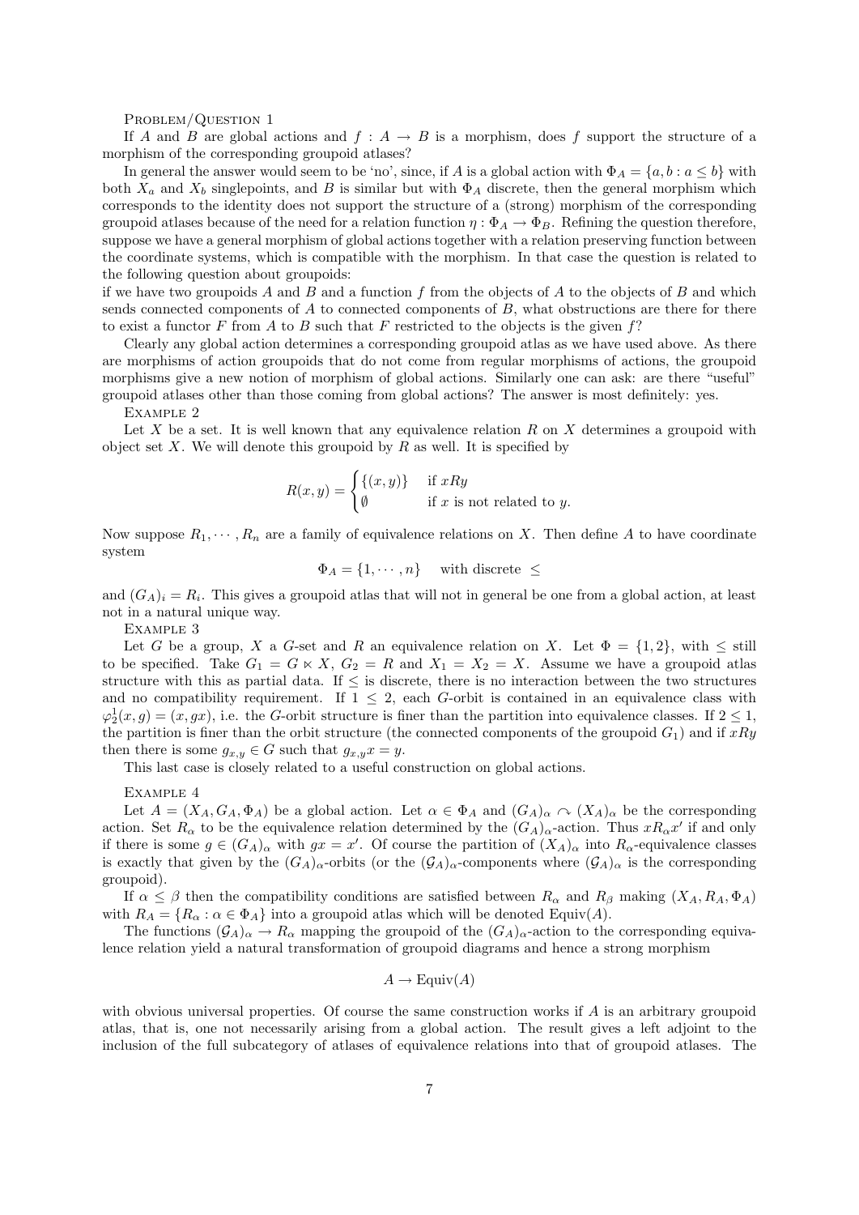Problem/Question 1

If $A$ and $B$ are global actions and $f : A \to B$ is a morphism, does $f$ support the structure of a morphism of the corresponding groupoid atlases?

In general the answer would seem to be 'no', since, if $A$ is a global action with $\Phi_A = \{a, b : a \leq b\}$ with both $X_a$ and $X_b$ singlepoints, and $B$ is similar but with $\Phi_A$ discrete, then the general morphism which corresponds to the identity does not support the structure of a (strong) morphism of the corresponding groupoid atlases because of the need for a relation function $\eta : \Phi_A \to \Phi_B$. Refining the question therefore, suppose we have a general morphism of global actions together with a relation preserving function between the coordinate systems, which is compatible with the morphism. In that case the question is related to the following question about groupoids:

if we have two groupoids $A$ and $B$ and a function $f$ from the objects of $A$ to the objects of $B$ and which sends connected components of $A$ to connected components of $B$, what obstructions are there for there to exist a functor $F$ from $A$ to $B$ such that $F$ restricted to the objects is the given $f$?

Clearly any global action determines a corresponding groupoid atlas as we have used above. As there are morphisms of action groupoids that do not come from regular morphisms of actions, the groupoid morphisms give a new notion of morphism of global actions. Similarly one can ask: are there "useful" groupoid atlases other than those coming from global actions? The answer is most definitely: yes.

Example 2

Let $X$ be a set. It is well known that any equivalence relation $R$ on $X$ determines a groupoid with object set $X$. We will denote this groupoid by $R$ as well. It is specified by

$$R(x, y) = \begin{cases} \{(x, y)\} & \text{if } xRy \\ \emptyset & \text{if } x \text{ is not related to } y. \end{cases}$$

Now suppose $R_1, \cdots, R_n$ are a family of equivalence relations on $X$. Then define $A$ to have coordinate system

$$\Phi_A = \{1, \cdots, n\} \quad \text{with discrete } \leq$$

and $(G_A)_i = R_i$. This gives a groupoid atlas that will not in general be one from a global action, at least not in a natural unique way.

Example 3

Let $G$ be a group, $X$ a $G$-set and $R$ an equivalence relation on $X$. Let $\Phi = \{1, 2\}$, with $\leq$ still to be specified. Take $G_1 = G \ltimes X$, $G_2 = R$ and $X_1 = X_2 = X$. Assume we have a groupoid atlas structure with this as partial data. If $\leq$ is discrete, there is no interaction between the two structures and no compatibility requirement. If $1 \leq 2$, each $G$-orbit is contained in an equivalence class with $\varphi_2^1(x, g) = (x, gx)$, i.e. the $G$-orbit structure is finer than the partition into equivalence classes. If $2 \leq 1$, the partition is finer than the orbit structure (the connected components of the groupoid $G_1$) and if $xRy$ then there is some $g_{x,y} \in G$ such that $g_{x,y}x = y$.

This last case is closely related to a useful construction on global actions.

Example 4

Let $A = (X_A, G_A, \Phi_A)$ be a global action. Let $\alpha \in \Phi_A$ and $(G_A)_\alpha \curvearrowright (X_A)_\alpha$ be the corresponding action. Set $R_\alpha$ to be the equivalence relation determined by the $(G_A)_\alpha$-action. Thus $xR_\alpha x'$ if and only if there is some $g \in (G_A)_\alpha$ with $gx = x'$. Of course the partition of $(X_A)_\alpha$ into $R_\alpha$-equivalence classes is exactly that given by the $(G_A)_\alpha$-orbits (or the $(\mathcal{G}_A)_\alpha$-components where $(\mathcal{G}_A)_\alpha$ is the corresponding groupoid).

If $\alpha \leq \beta$ then the compatibility conditions are satisfied between $R_\alpha$ and $R_\beta$ making $(X_A, R_A, \Phi_A)$ with $R_A = \{R_\alpha : \alpha \in \Phi_A\}$ into a groupoid atlas which will be denoted $\mathrm{Equiv}(A)$.

The functions $(\mathcal{G}_A)_\alpha \to R_\alpha$ mapping the groupoid of the $(G_A)_\alpha$-action to the corresponding equivalence relation yield a natural transformation of groupoid diagrams and hence a strong morphism

$$A \to \mathrm{Equiv}(A)$$

with obvious universal properties. Of course the same construction works if $A$ is an arbitrary groupoid atlas, that is, one not necessarily arising from a global action. The result gives a left adjoint to the inclusion of the full subcategory of atlases of equivalence relations into that of groupoid atlases. The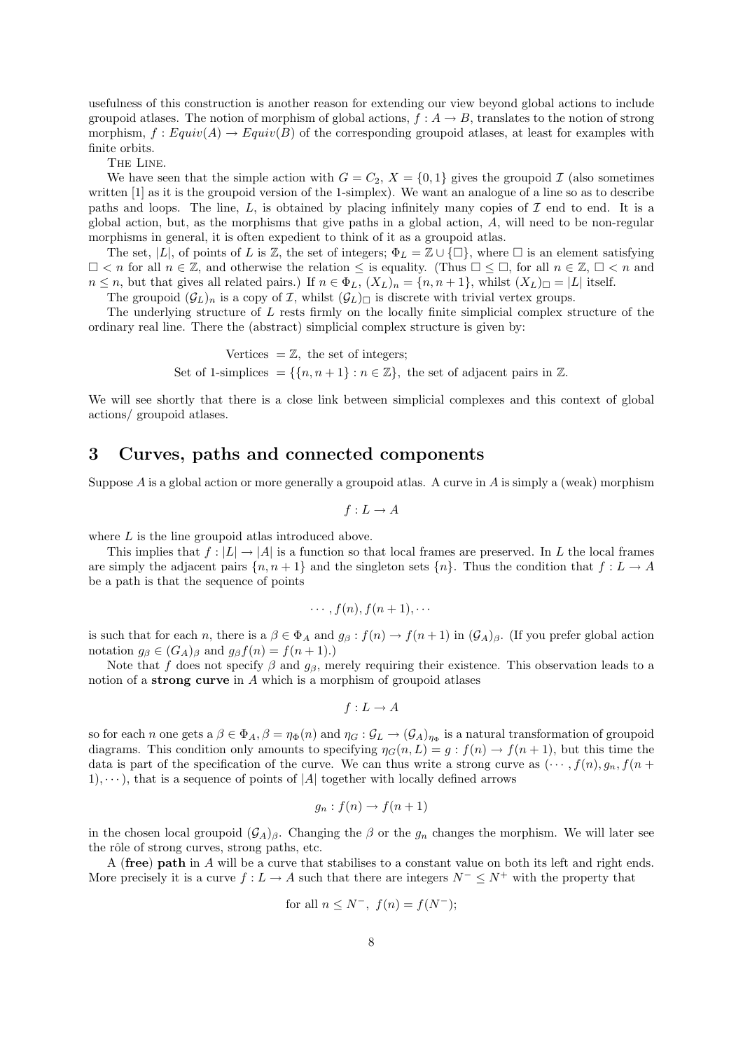usefulness of this construction is another reason for extending our view beyond global actions to include groupoid atlases. The notion of morphism of global actions, $f : A \to B$, translates to the notion of strong morphism, $f : Equiv(A) \to Equiv(B)$ of the corresponding groupoid atlases, at least for examples with finite orbits.

THE LINE.

We have seen that the simple action with $G = C_2$, $X = \{0, 1\}$ gives the groupoid $\mathcal{I}$ (also sometimes written [1] as it is the groupoid version of the 1-simplex). We want an analogue of a line so as to describe paths and loops. The line, $L$, is obtained by placing infinitely many copies of $\mathcal{I}$ end to end. It is a global action, but, as the morphisms that give paths in a global action, $A$, will need to be non-regular morphisms in general, it is often expedient to think of it as a groupoid atlas.

The set, $|L|$, of points of $L$ is $\mathbb{Z}$, the set of integers; $\Phi_L = \mathbb{Z} \cup \{\Box\}$, where $\Box$ is an element satisfying $\Box < n$ for all $n \in \mathbb{Z}$, and otherwise the relation $\leq$ is equality. (Thus $\Box \leq \Box$, for all $n \in \mathbb{Z}$, $\Box < n$ and $n \leq n$, but that gives all related pairs.) If $n \in \Phi_L$, $(X_L)_n = \{n, n+1\}$, whilst $(X_L)_\Box = |L|$ itself.

The groupoid $(\mathcal{G}_L)_n$ is a copy of $\mathcal{I}$, whilst $(\mathcal{G}_L)_\Box$ is discrete with trivial vertex groups.

The underlying structure of $L$ rests firmly on the locally finite simplicial complex structure of the ordinary real line. There the (abstract) simplicial complex structure is given by:

$$\text{Vertices } = \mathbb{Z}, \text{ the set of integers;}$$
$$\text{Set of 1-simplices } = \{\{n, n+1\} : n \in \mathbb{Z}\}, \text{ the set of adjacent pairs in } \mathbb{Z}.$$

We will see shortly that there is a close link between simplicial complexes and this context of global actions/ groupoid atlases.

## 3 Curves, paths and connected components

Suppose $A$ is a global action or more generally a groupoid atlas. A curve in $A$ is simply a (weak) morphism

$$f : L \to A$$

where $L$ is the line groupoid atlas introduced above.

This implies that $f : |L| \to |A|$ is a function so that local frames are preserved. In $L$ the local frames are simply the adjacent pairs $\{n, n+1\}$ and the singleton sets $\{n\}$. Thus the condition that $f : L \to A$ be a path is that the sequence of points

$$\cdots, f(n), f(n+1), \cdots$$

is such that for each $n$, there is a $\beta \in \Phi_A$ and $g_\beta : f(n) \to f(n+1)$ in $(\mathcal{G}_A)_\beta$. (If you prefer global action notation $g_\beta \in (G_A)_\beta$ and $g_\beta f(n) = f(n+1)$.)

Note that $f$ does not specify $\beta$ and $g_\beta$, merely requiring their existence. This observation leads to a notion of a **strong curve** in $A$ which is a morphism of groupoid atlases

$$f : L \to A$$

so for each $n$ one gets a $\beta \in \Phi_A, \beta = \eta_\Phi(n)$ and $\eta_G : \mathcal{G}_L \to (\mathcal{G}_A)_{\eta_\Phi}$ is a natural transformation of groupoid diagrams. This condition only amounts to specifying $\eta_G(n, L) = g : f(n) \to f(n+1)$, but this time the data is part of the specification of the curve. We can thus write a strong curve as $(\cdots, f(n), g_n, f(n+1), \cdots)$, that is a sequence of points of $|A|$ together with locally defined arrows

$$g_n : f(n) \to f(n+1)$$

in the chosen local groupoid $(\mathcal{G}_A)_\beta$. Changing the $\beta$ or the $g_n$ changes the morphism. We will later see the rôle of strong curves, strong paths, etc.

A (**free**) **path** in $A$ will be a curve that stabilises to a constant value on both its left and right ends. More precisely it is a curve $f : L \to A$ such that there are integers $N^- \leq N^+$ with the property that

$$\text{for all } n \leq N^-, \ f(n) = f(N^-);$$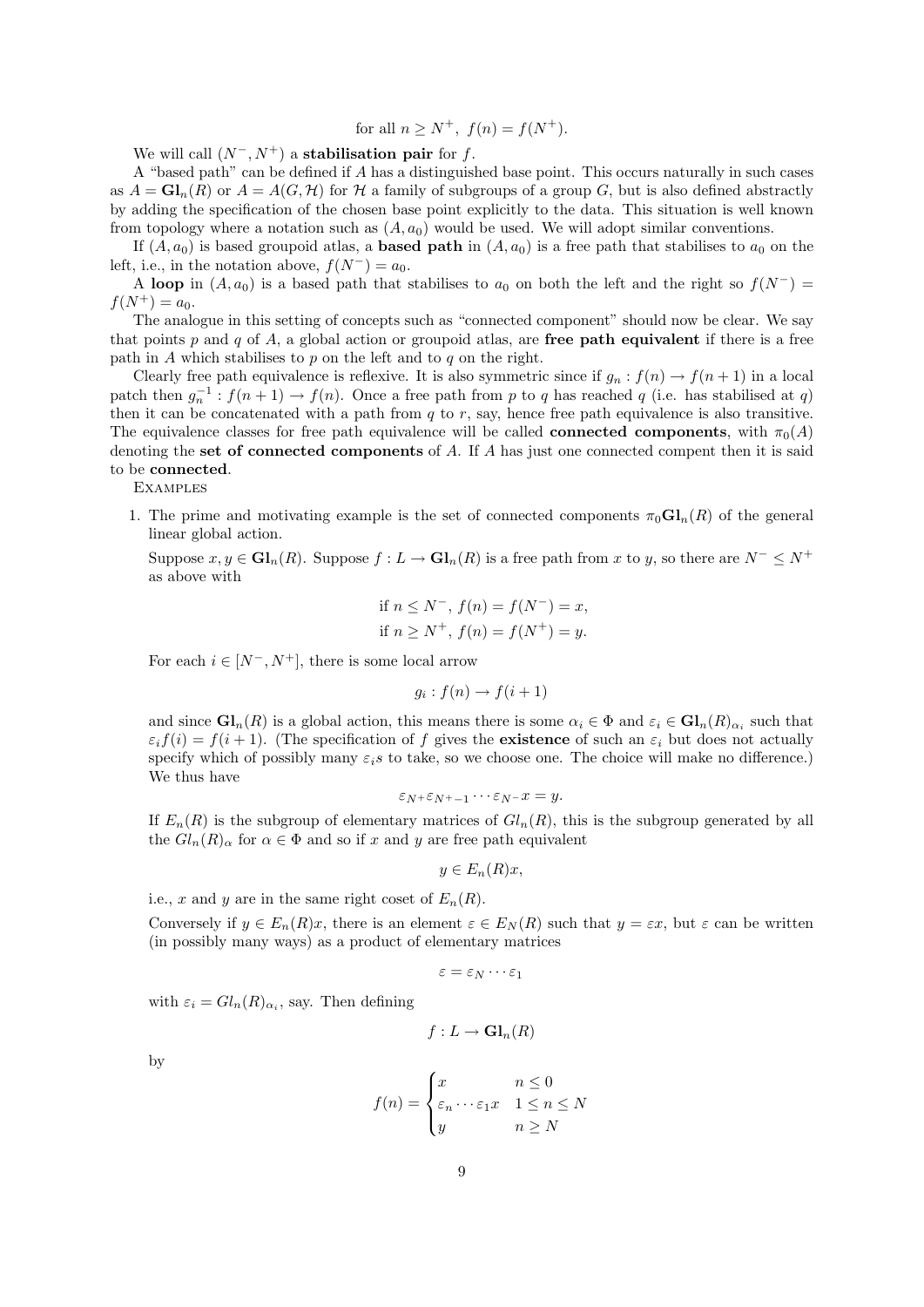$$\text{for all } n \geq N^+,\ f(n) = f(N^+).$$

We will call $(N^-, N^+)$ a **stabilisation pair** for $f$.

A "based path" can be defined if $A$ has a distinguished base point. This occurs naturally in such cases as $A = \mathbf{Gl}_n(R)$ or $A = A(G, \mathcal{H})$ for $\mathcal{H}$ a family of subgroups of a group $G$, but is also defined abstractly by adding the specification of the chosen base point explicitly to the data. This situation is well known from topology where a notation such as $(A, a_0)$ would be used. We will adopt similar conventions.

If $(A, a_0)$ is based groupoid atlas, a **based path** in $(A, a_0)$ is a free path that stabilises to $a_0$ on the left, i.e., in the notation above, $f(N^-) = a_0$.

A **loop** in $(A, a_0)$ is a based path that stabilises to $a_0$ on both the left and the right so $f(N^-) = f(N^+) = a_0$.

The analogue in this setting of concepts such as "connected component" should now be clear. We say that points $p$ and $q$ of $A$, a global action or groupoid atlas, are **free path equivalent** if there is a free path in $A$ which stabilises to $p$ on the left and to $q$ on the right.

Clearly free path equivalence is reflexive. It is also symmetric since if $g_n : f(n) \to f(n+1)$ in a local patch then $g_n^{-1} : f(n+1) \to f(n)$. Once a free path from $p$ to $q$ has reached $q$ (i.e. has stabilised at $q$) then it can be concatenated with a path from $q$ to $r$, say, hence free path equivalence is also transitive. The equivalence classes for free path equivalence will be called **connected components**, with $\pi_0(A)$ denoting the **set of connected components** of $A$. If $A$ has just one connected compent then it is said to be **connected**.

EXAMPLES

1. The prime and motivating example is the set of connected components $\pi_0\mathbf{Gl}_n(R)$ of the general linear global action.

   Suppose $x, y \in \mathbf{Gl}_n(R)$. Suppose $f : L \to \mathbf{Gl}_n(R)$ is a free path from $x$ to $y$, so there are $N^- \leq N^+$ as above with

   $$\text{if } n \leq N^-,\ f(n) = f(N^-) = x,$$
   $$\text{if } n \geq N^+,\ f(n) = f(N^+) = y.$$

   For each $i \in [N^-, N^+]$, there is some local arrow

   $$g_i : f(n) \to f(i+1)$$

   and since $\mathbf{Gl}_n(R)$ is a global action, this means there is some $\alpha_i \in \Phi$ and $\varepsilon_i \in \mathbf{Gl}_n(R)_{\alpha_i}$ such that $\varepsilon_i f(i) = f(i+1)$. (The specification of $f$ gives the **existence** of such an $\varepsilon_i$ but does not actually specify which of possibly many $\varepsilon_i$s to take, so we choose one. The choice will make no difference.) We thus have

   $$\varepsilon_{N^+}\varepsilon_{N^+-1} \cdots \varepsilon_{N^-} x = y.$$

   If $E_n(R)$ is the subgroup of elementary matrices of $Gl_n(R)$, this is the subgroup generated by all the $Gl_n(R)_\alpha$ for $\alpha \in \Phi$ and so if $x$ and $y$ are free path equivalent

   $$y \in E_n(R)x,$$

   i.e., $x$ and $y$ are in the same right coset of $E_n(R)$.

   Conversely if $y \in E_n(R)x$, there is an element $\varepsilon \in E_N(R)$ such that $y = \varepsilon x$, but $\varepsilon$ can be written (in possibly many ways) as a product of elementary matrices

   $$\varepsilon = \varepsilon_N \cdots \varepsilon_1$$

   with $\varepsilon_i = Gl_n(R)_{\alpha_i}$, say. Then defining

   $$f : L \to \mathbf{Gl}_n(R)$$

   by

   $$f(n) = \begin{cases} x & n \leq 0 \\ \varepsilon_n \cdots \varepsilon_1 x & 1 \leq n \leq N \\ y & n \geq N \end{cases}$$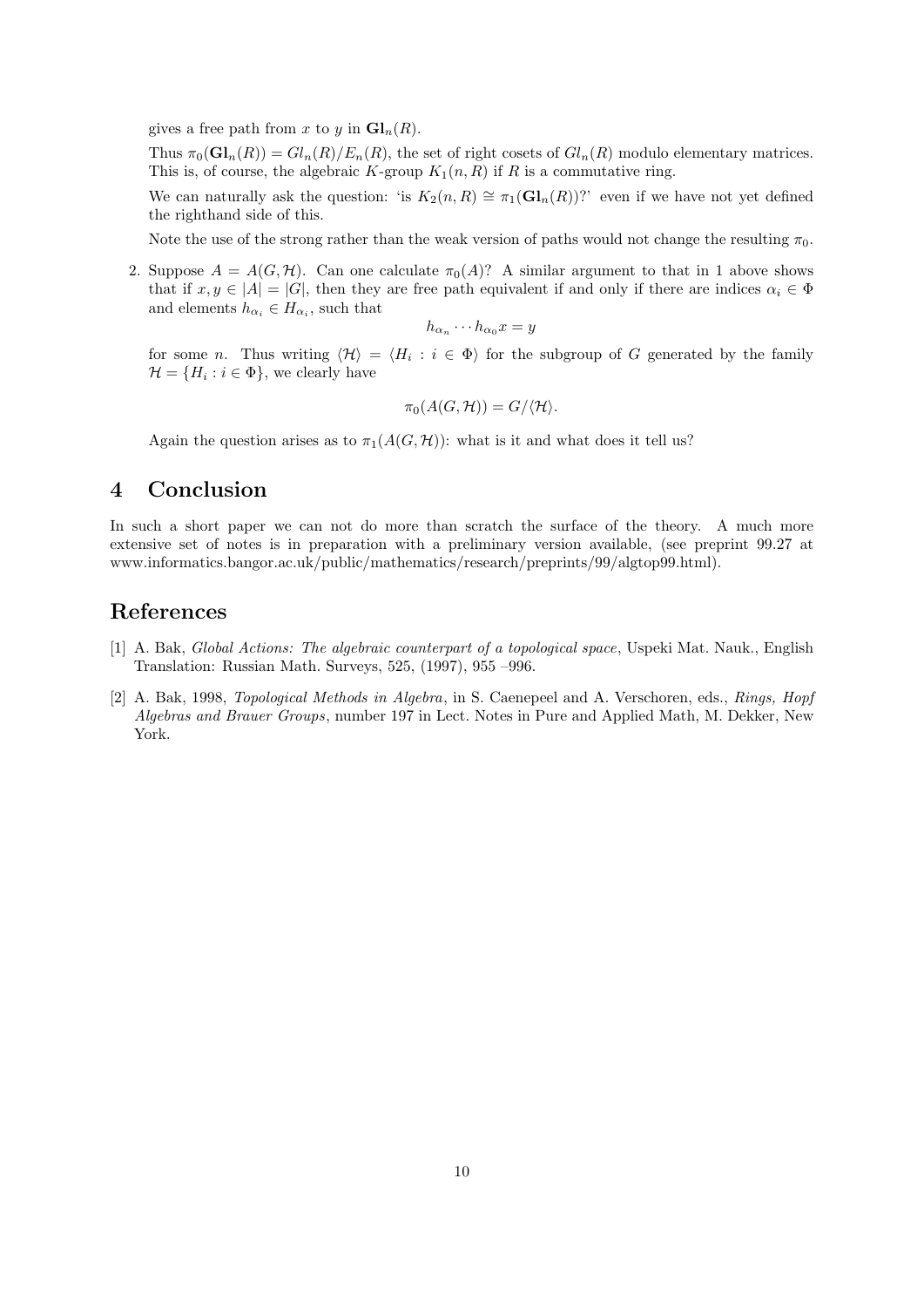gives a free path from $x$ to $y$ in $\mathbf{Gl}_n(R)$.

Thus $\pi_0(\mathbf{Gl}_n(R)) = Gl_n(R)/E_n(R)$, the set of right cosets of $Gl_n(R)$ modulo elementary matrices. This is, of course, the algebraic $K$-group $K_1(n, R)$ if $R$ is a commutative ring.

We can naturally ask the question: 'is $K_2(n, R) \cong \pi_1(\mathbf{Gl}_n(R))$?' even if we have not yet defined the righthand side of this.

Note the use of the strong rather than the weak version of paths would not change the resulting $\pi_0$.

2. Suppose $A = A(G, \mathcal{H})$. Can one calculate $\pi_0(A)$? A similar argument to that in 1 above shows that if $x, y \in |A| = |G|$, then they are free path equivalent if and only if there are indices $\alpha_i \in \Phi$ and elements $h_{\alpha_i} \in H_{\alpha_i}$, such that

$$h_{\alpha_n} \cdots h_{\alpha_0} x = y$$

for some $n$. Thus writing $\langle \mathcal{H} \rangle = \langle H_i : i \in \Phi \rangle$ for the subgroup of $G$ generated by the family $\mathcal{H} = \{H_i : i \in \Phi\}$, we clearly have

$$\pi_0(A(G, \mathcal{H})) = G/\langle \mathcal{H} \rangle.$$

Again the question arises as to $\pi_1(A(G, \mathcal{H}))$: what is it and what does it tell us?

# 4 Conclusion

In such a short paper we can not do more than scratch the surface of the theory. A much more extensive set of notes is in preparation with a preliminary version available, (see preprint 99.27 at www.informatics.bangor.ac.uk/public/mathematics/research/preprints/99/algtop99.html).

# References

[1] A. Bak, *Global Actions: The algebraic counterpart of a topological space*, Uspeki Mat. Nauk., English Translation: Russian Math. Surveys, 525, (1997), 955 –996.

[2] A. Bak, 1998, *Topological Methods in Algebra*, in S. Caenepeel and A. Verschoren, eds., *Rings, Hopf Algebras and Brauer Groups*, number 197 in Lect. Notes in Pure and Applied Math, M. Dekker, New York.